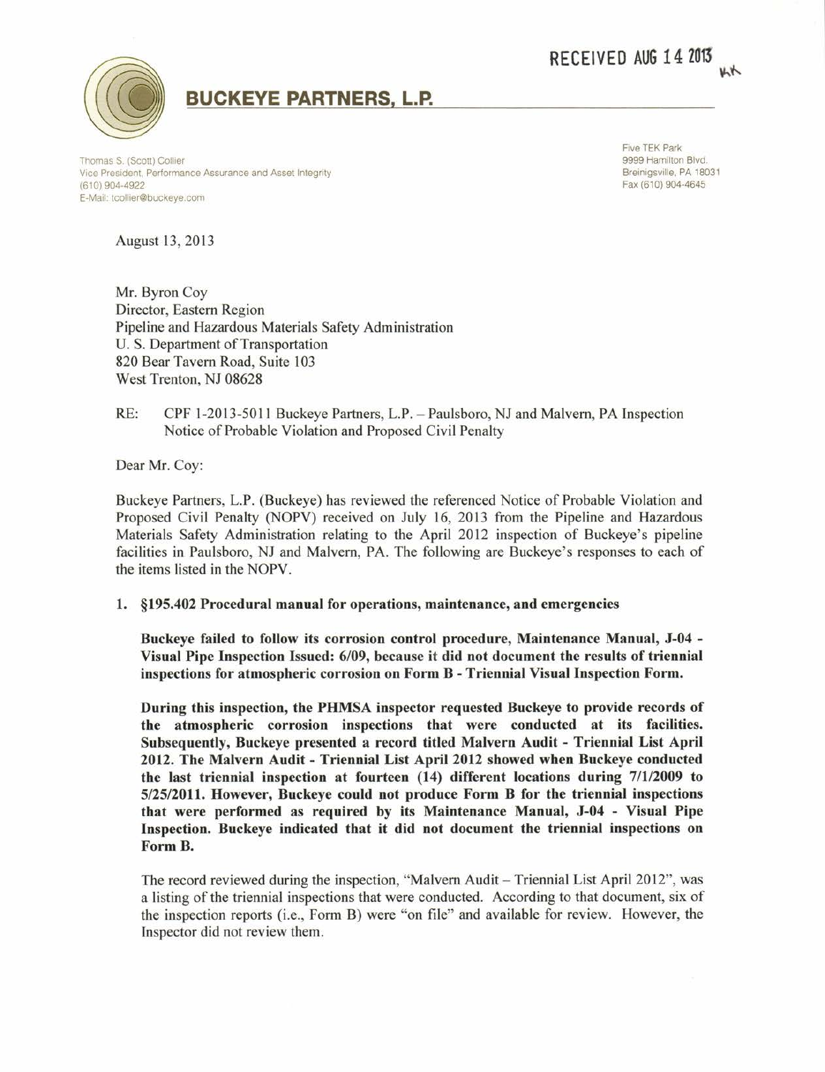RECEIVED AUG 14 2013

KK

## BUCKEYE PARTNERS, L.P.

Thomas S. (Scott) Collier
Vice President, Performance Assurance and Asset Integrity
(610) 904-4922
E-Mail: tcollier@buckeye.com

Five TEK Park
9999 Hamilton Blvd.
Breinigsville, PA 18031
Fax (610) 904-4645

August 13, 2013

Mr. Byron Coy
Director, Eastern Region
Pipeline and Hazardous Materials Safety Administration
U. S. Department of Transportation
820 Bear Tavern Road, Suite 103
West Trenton, NJ 08628

RE: CPF 1-2013-5011 Buckeye Partners, L.P. – Paulsboro, NJ and Malvern, PA Inspection Notice of Probable Violation and Proposed Civil Penalty

Dear Mr. Coy:

Buckeye Partners, L.P. (Buckeye) has reviewed the referenced Notice of Probable Violation and Proposed Civil Penalty (NOPV) received on July 16, 2013 from the Pipeline and Hazardous Materials Safety Administration relating to the April 2012 inspection of Buckeye's pipeline facilities in Paulsboro, NJ and Malvern, PA. The following are Buckeye's responses to each of the items listed in the NOPV.

**1. §195.402 Procedural manual for operations, maintenance, and emergencies**

**Buckeye failed to follow its corrosion control procedure, Maintenance Manual, J-04 - Visual Pipe Inspection Issued: 6/09, because it did not document the results of triennial inspections for atmospheric corrosion on Form B - Triennial Visual Inspection Form.**

**During this inspection, the PHMSA inspector requested Buckeye to provide records of the atmospheric corrosion inspections that were conducted at its facilities. Subsequently, Buckeye presented a record titled Malvern Audit - Triennial List April 2012. The Malvern Audit - Triennial List April 2012 showed when Buckeye conducted the last triennial inspection at fourteen (14) different locations during 7/1/2009 to 5/25/2011. However, Buckeye could not produce Form B for the triennial inspections that were performed as required by its Maintenance Manual, J-04 - Visual Pipe Inspection. Buckeye indicated that it did not document the triennial inspections on Form B.**

The record reviewed during the inspection, "Malvern Audit – Triennial List April 2012", was a listing of the triennial inspections that were conducted. According to that document, six of the inspection reports (i.e., Form B) were "on file" and available for review. However, the Inspector did not review them.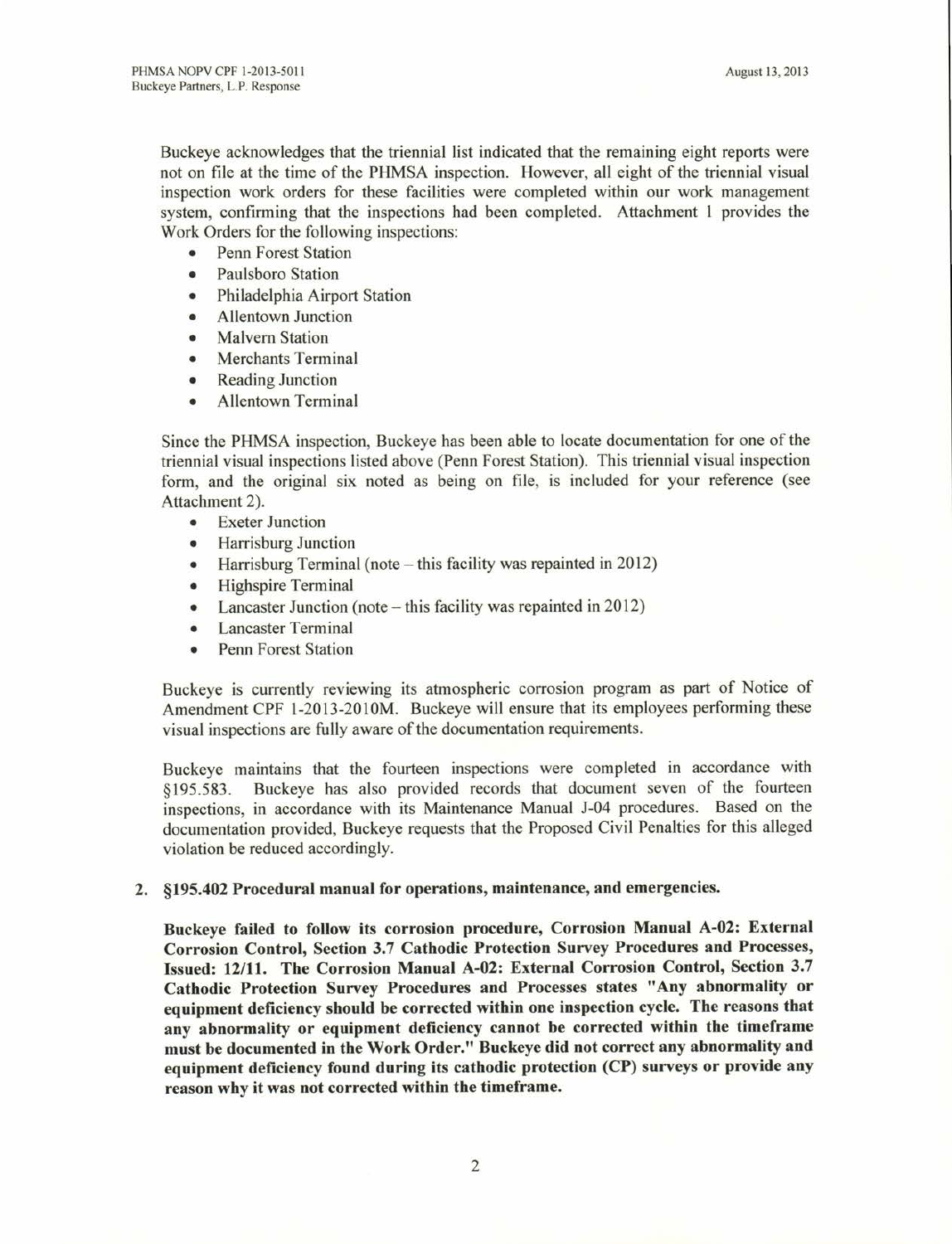Buckeye acknowledges that the triennial list indicated that the remaining eight reports were not on file at the time of the PHMSA inspection. However, all eight of the triennial visual inspection work orders for these facilities were completed within our work management system, confirming that the inspections had been completed. Attachment 1 provides the Work Orders for the following inspections:

- Penn Forest Station
- Paulsboro Station
- Philadelphia Airport Station
- Allentown Junction
- Malvern Station
- Merchants Terminal
- Reading Junction
- Allentown Terminal

Since the PHMSA inspection, Buckeye has been able to locate documentation for one of the triennial visual inspections listed above (Penn Forest Station). This triennial visual inspection form, and the original six noted as being on file, is included for your reference (see Attachment 2).

- Exeter Junction
- Harrisburg Junction
- Harrisburg Terminal (note – this facility was repainted in 2012)
- Highspire Terminal
- Lancaster Junction (note – this facility was repainted in 2012)
- Lancaster Terminal
- Penn Forest Station

Buckeye is currently reviewing its atmospheric corrosion program as part of Notice of Amendment CPF 1-2013-2010M. Buckeye will ensure that its employees performing these visual inspections are fully aware of the documentation requirements.

Buckeye maintains that the fourteen inspections were completed in accordance with §195.583. Buckeye has also provided records that document seven of the fourteen inspections, in accordance with its Maintenance Manual J-04 procedures. Based on the documentation provided, Buckeye requests that the Proposed Civil Penalties for this alleged violation be reduced accordingly.

2. **§195.402 Procedural manual for operations, maintenance, and emergencies.**

   **Buckeye failed to follow its corrosion procedure, Corrosion Manual A-02: External Corrosion Control, Section 3.7 Cathodic Protection Survey Procedures and Processes, Issued: 12/11. The Corrosion Manual A-02: External Corrosion Control, Section 3.7 Cathodic Protection Survey Procedures and Processes states "Any abnormality or equipment deficiency should be corrected within one inspection cycle. The reasons that any abnormality or equipment deficiency cannot be corrected within the timeframe must be documented in the Work Order." Buckeye did not correct any abnormality and equipment deficiency found during its cathodic protection (CP) surveys or provide any reason why it was not corrected within the timeframe.**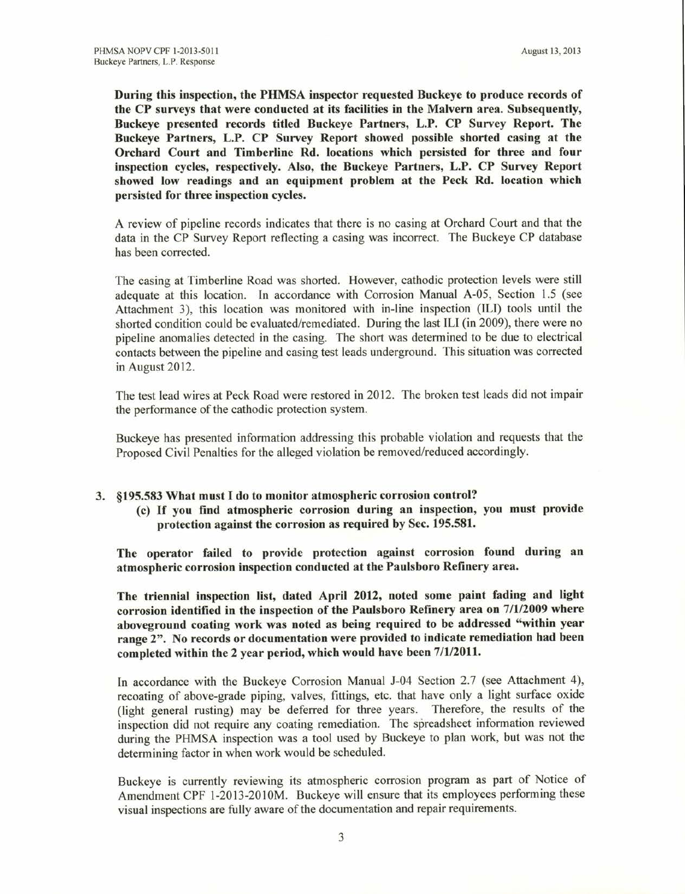**During this inspection, the PHMSA inspector requested Buckeye to produce records of the CP surveys that were conducted at its facilities in the Malvern area. Subsequently, Buckeye presented records titled Buckeye Partners, L.P. CP Survey Report. The Buckeye Partners, L.P. CP Survey Report showed possible shorted casing at the Orchard Court and Timberline Rd. locations which persisted for three and four inspection cycles, respectively. Also, the Buckeye Partners, L.P. CP Survey Report showed low readings and an equipment problem at the Peck Rd. location which persisted for three inspection cycles.**

A review of pipeline records indicates that there is no casing at Orchard Court and that the data in the CP Survey Report reflecting a casing was incorrect. The Buckeye CP database has been corrected.

The casing at Timberline Road was shorted. However, cathodic protection levels were still adequate at this location. In accordance with Corrosion Manual A-05, Section 1.5 (see Attachment 3), this location was monitored with in-line inspection (ILI) tools until the shorted condition could be evaluated/remediated. During the last ILI (in 2009), there were no pipeline anomalies detected in the casing. The short was determined to be due to electrical contacts between the pipeline and casing test leads underground. This situation was corrected in August 2012.

The test lead wires at Peck Road were restored in 2012. The broken test leads did not impair the performance of the cathodic protection system.

Buckeye has presented information addressing this probable violation and requests that the Proposed Civil Penalties for the alleged violation be removed/reduced accordingly.

3. **§195.583 What must I do to monitor atmospheric corrosion control?**
   **(c) If you find atmospheric corrosion during an inspection, you must provide protection against the corrosion as required by Sec. 195.581.**

**The operator failed to provide protection against corrosion found during an atmospheric corrosion inspection conducted at the Paulsboro Refinery area.**

**The triennial inspection list, dated April 2012, noted some paint fading and light corrosion identified in the inspection of the Paulsboro Refinery area on 7/1/2009 where aboveground coating work was noted as being required to be addressed "within year range 2". No records or documentation were provided to indicate remediation had been completed within the 2 year period, which would have been 7/1/2011.**

In accordance with the Buckeye Corrosion Manual J-04 Section 2.7 (see Attachment 4), recoating of above-grade piping, valves, fittings, etc. that have only a light surface oxide (light general rusting) may be deferred for three years. Therefore, the results of the inspection did not require any coating remediation. The spreadsheet information reviewed during the PHMSA inspection was a tool used by Buckeye to plan work, but was not the determining factor in when work would be scheduled.

Buckeye is currently reviewing its atmospheric corrosion program as part of Notice of Amendment CPF 1-2013-2010M. Buckeye will ensure that its employees performing these visual inspections are fully aware of the documentation and repair requirements.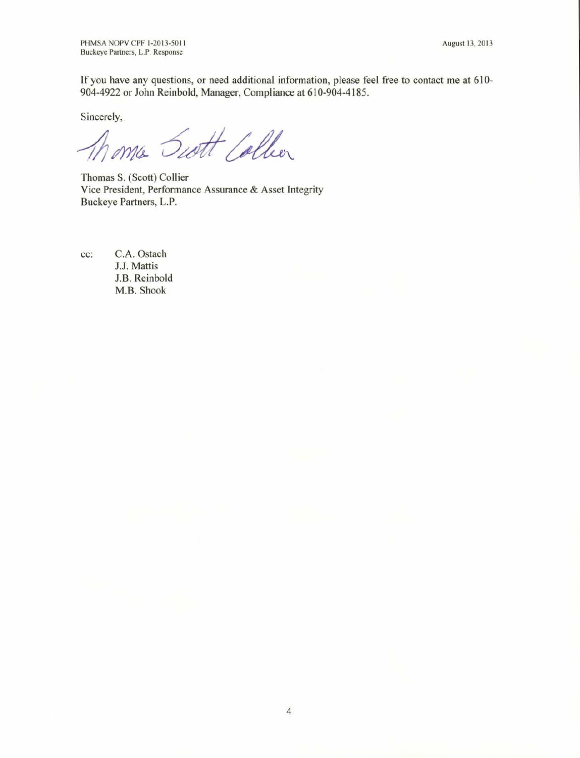If you have any questions, or need additional information, please feel free to contact me at 610-904-4922 or John Reinbold, Manager, Compliance at 610-904-4185.

Sincerely,

Thomas Scott Collier

Thomas S. (Scott) Collier  
Vice President, Performance Assurance & Asset Integrity  
Buckeye Partners, L.P.

cc: C.A. Ostach  
J.J. Mattis  
J.B. Reinbold  
M.B. Shook